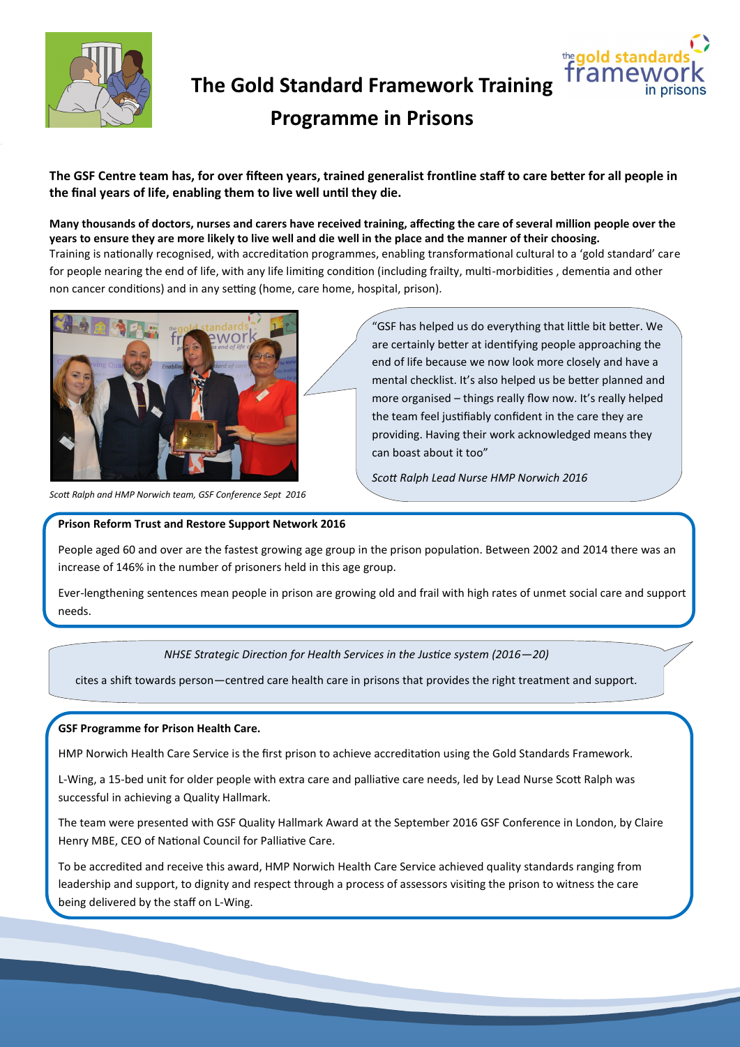# The Gold Standard Framework Training Programme in Prisons

**The GSF Centre team has, for over fifteen years, trained generalist frontline staff to care better for all people in the final years of life, enabling them to live well until they die.**

**Many thousands of doctors, nurses and carers have received training, affecting the care of several million people over the years to ensure they are more likely to live well and die well in the place and the manner of their choosing.**
Training is nationally recognised, with accreditation programmes, enabling transformational cultural to a 'gold standard' care for people nearing the end of life, with any life limiting condition (including frailty, multi-morbidities , dementia and other non cancer conditions) and in any setting (home, care home, hospital, prison).

*Scott Ralph and HMP Norwich team, GSF Conference Sept 2016*

"GSF has helped us do everything that little bit better. We are certainly better at identifying people approaching the end of life because we now look more closely and have a mental checklist. It's also helped us be better planned and more organised – things really flow now. It's really helped the team feel justifiably confident in the care they are providing. Having their work acknowledged means they can boast about it too"

*Scott Ralph Lead Nurse HMP Norwich 2016*

**Prison Reform Trust and Restore Support Network 2016**

People aged 60 and over are the fastest growing age group in the prison population. Between 2002 and 2014 there was an increase of 146% in the number of prisoners held in this age group.

Ever-lengthening sentences mean people in prison are growing old and frail with high rates of unmet social care and support needs.

*NHSE Strategic Direction for Health Services in the Justice system (2016—20)*

cites a shift towards person—centred care health care in prisons that provides the right treatment and support.

**GSF Programme for Prison Health Care.**

HMP Norwich Health Care Service is the first prison to achieve accreditation using the Gold Standards Framework.

L-Wing, a 15-bed unit for older people with extra care and palliative care needs, led by Lead Nurse Scott Ralph was successful in achieving a Quality Hallmark.

The team were presented with GSF Quality Hallmark Award at the September 2016 GSF Conference in London, by Claire Henry MBE, CEO of National Council for Palliative Care.

To be accredited and receive this award, HMP Norwich Health Care Service achieved quality standards ranging from leadership and support, to dignity and respect through a process of assessors visiting the prison to witness the care being delivered by the staff on L-Wing.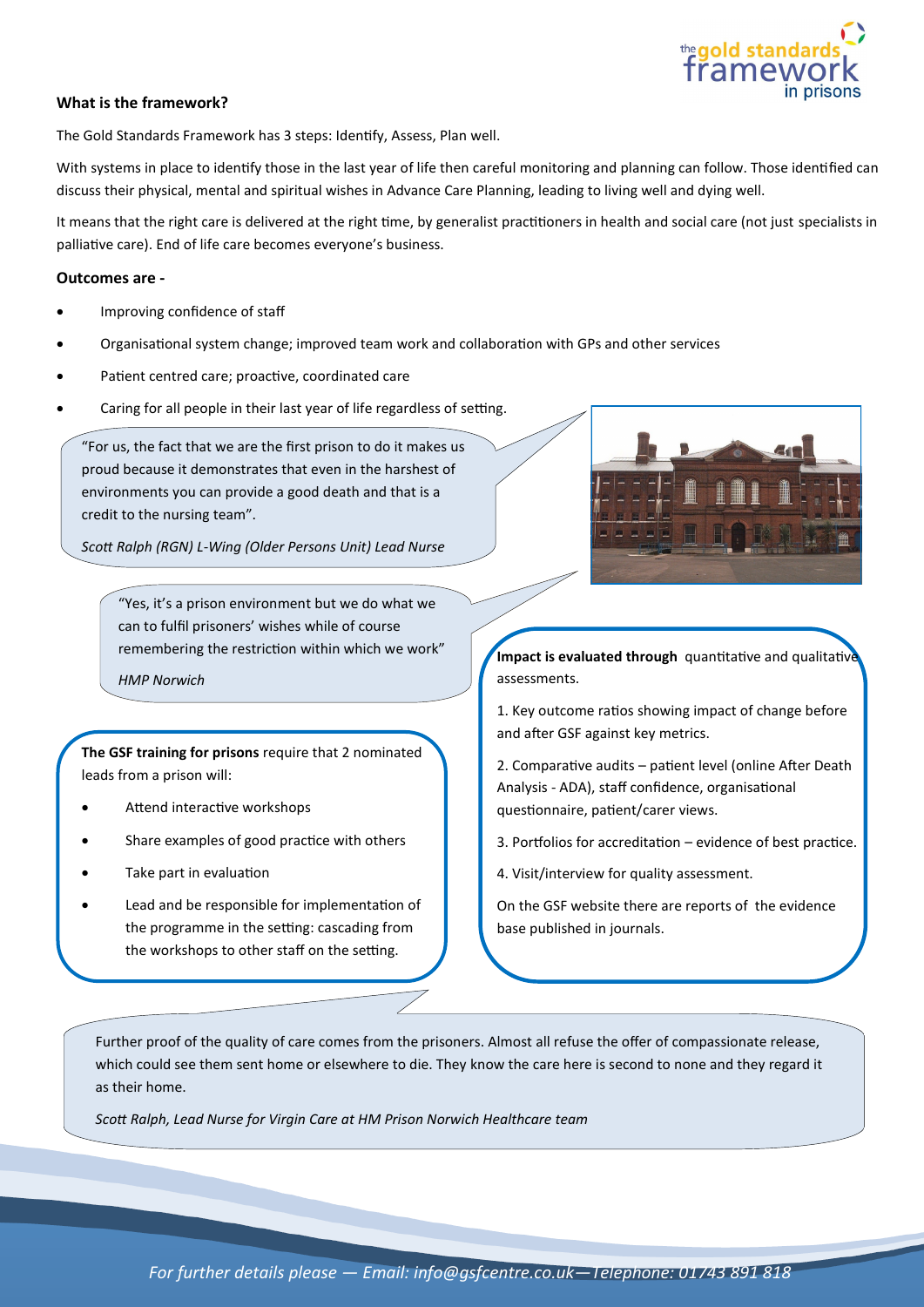### What is the framework?

The Gold Standards Framework has 3 steps: Identify, Assess, Plan well.

With systems in place to identify those in the last year of life then careful monitoring and planning can follow. Those identified can discuss their physical, mental and spiritual wishes in Advance Care Planning, leading to living well and dying well.

It means that the right care is delivered at the right time, by generalist practitioners in health and social care (not just specialists in palliative care). End of life care becomes everyone's business.

### Outcomes are -

- Improving confidence of staff
- Organisational system change; improved team work and collaboration with GPs and other services
- Patient centred care; proactive, coordinated care
- Caring for all people in their last year of life regardless of setting.

"For us, the fact that we are the first prison to do it makes us proud because it demonstrates that even in the harshest of environments you can provide a good death and that is a credit to the nursing team".

*Scott Ralph (RGN) L-Wing (Older Persons Unit) Lead Nurse*

"Yes, it's a prison environment but we do what we can to fulfil prisoners' wishes while of course remembering the restriction within which we work"

*HMP Norwich*

**The GSF training for prisons** require that 2 nominated leads from a prison will:

- Attend interactive workshops
- Share examples of good practice with others
- Take part in evaluation
- Lead and be responsible for implementation of the programme in the setting: cascading from the workshops to other staff on the setting.

**Impact is evaluated through** quantitative and qualitative assessments.

1. Key outcome ratios showing impact of change before and after GSF against key metrics.
2. Comparative audits – patient level (online After Death Analysis - ADA), staff confidence, organisational questionnaire, patient/carer views.
3. Portfolios for accreditation – evidence of best practice.
4. Visit/interview for quality assessment.

On the GSF website there are reports of the evidence base published in journals.

Further proof of the quality of care comes from the prisoners. Almost all refuse the offer of compassionate release, which could see them sent home or elsewhere to die. They know the care here is second to none and they regard it as their home.

*Scott Ralph, Lead Nurse for Virgin Care at HM Prison Norwich Healthcare team*

*For further details please — Email: info@gsfcentre.co.uk— Telephone: 01743 891 818*